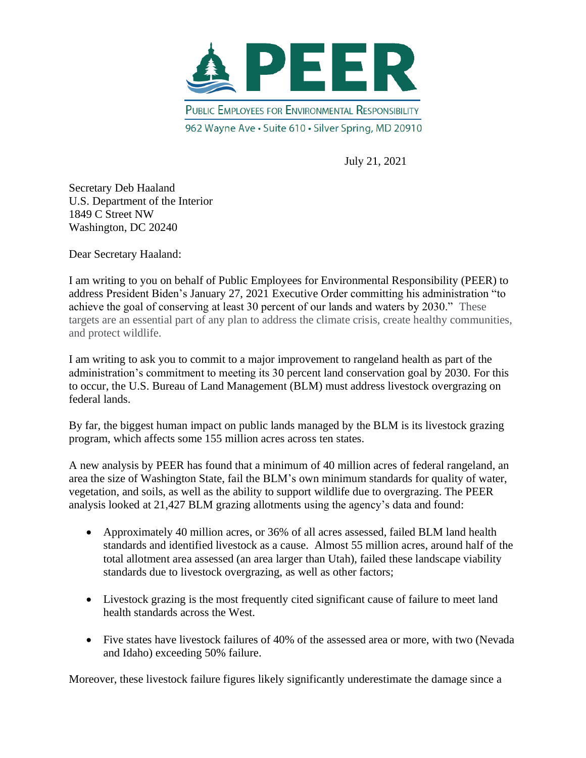# PEER

PUBLIC EMPLOYEES FOR ENVIRONMENTAL RESPONSIBILITY

962 Wayne Ave • Suite 610 • Silver Spring, MD 20910

July 21, 2021

Secretary Deb Haaland
U.S. Department of the Interior
1849 C Street NW
Washington, DC 20240

Dear Secretary Haaland:

I am writing to you on behalf of Public Employees for Environmental Responsibility (PEER) to address President Biden's January 27, 2021 Executive Order committing his administration "to achieve the goal of conserving at least 30 percent of our lands and waters by 2030." These targets are an essential part of any plan to address the climate crisis, create healthy communities, and protect wildlife.

I am writing to ask you to commit to a major improvement to rangeland health as part of the administration's commitment to meeting its 30 percent land conservation goal by 2030. For this to occur, the U.S. Bureau of Land Management (BLM) must address livestock overgrazing on federal lands.

By far, the biggest human impact on public lands managed by the BLM is its livestock grazing program, which affects some 155 million acres across ten states.

A new analysis by PEER has found that a minimum of 40 million acres of federal rangeland, an area the size of Washington State, fail the BLM's own minimum standards for quality of water, vegetation, and soils, as well as the ability to support wildlife due to overgrazing. The PEER analysis looked at 21,427 BLM grazing allotments using the agency's data and found:

- Approximately 40 million acres, or 36% of all acres assessed, failed BLM land health standards and identified livestock as a cause. Almost 55 million acres, around half of the total allotment area assessed (an area larger than Utah), failed these landscape viability standards due to livestock overgrazing, as well as other factors;
- Livestock grazing is the most frequently cited significant cause of failure to meet land health standards across the West.
- Five states have livestock failures of 40% of the assessed area or more, with two (Nevada and Idaho) exceeding 50% failure.

Moreover, these livestock failure figures likely significantly underestimate the damage since a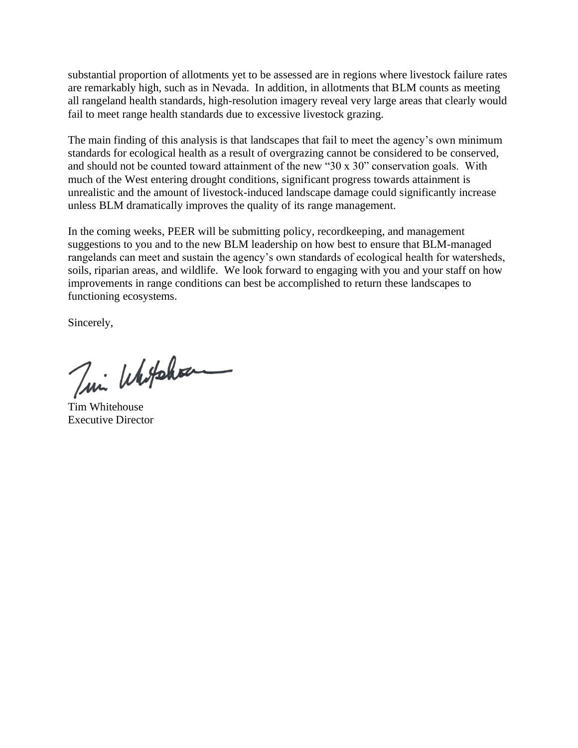substantial proportion of allotments yet to be assessed are in regions where livestock failure rates are remarkably high, such as in Nevada. In addition, in allotments that BLM counts as meeting all rangeland health standards, high-resolution imagery reveal very large areas that clearly would fail to meet range health standards due to excessive livestock grazing.

The main finding of this analysis is that landscapes that fail to meet the agency's own minimum standards for ecological health as a result of overgrazing cannot be considered to be conserved, and should not be counted toward attainment of the new "30 x 30" conservation goals. With much of the West entering drought conditions, significant progress towards attainment is unrealistic and the amount of livestock-induced landscape damage could significantly increase unless BLM dramatically improves the quality of its range management.

In the coming weeks, PEER will be submitting policy, recordkeeping, and management suggestions to you and to the new BLM leadership on how best to ensure that BLM-managed rangelands can meet and sustain the agency's own standards of ecological health for watersheds, soils, riparian areas, and wildlife. We look forward to engaging with you and your staff on how improvements in range conditions can best be accomplished to return these landscapes to functioning ecosystems.

Sincerely,

Tim Whitehouse
Executive Director